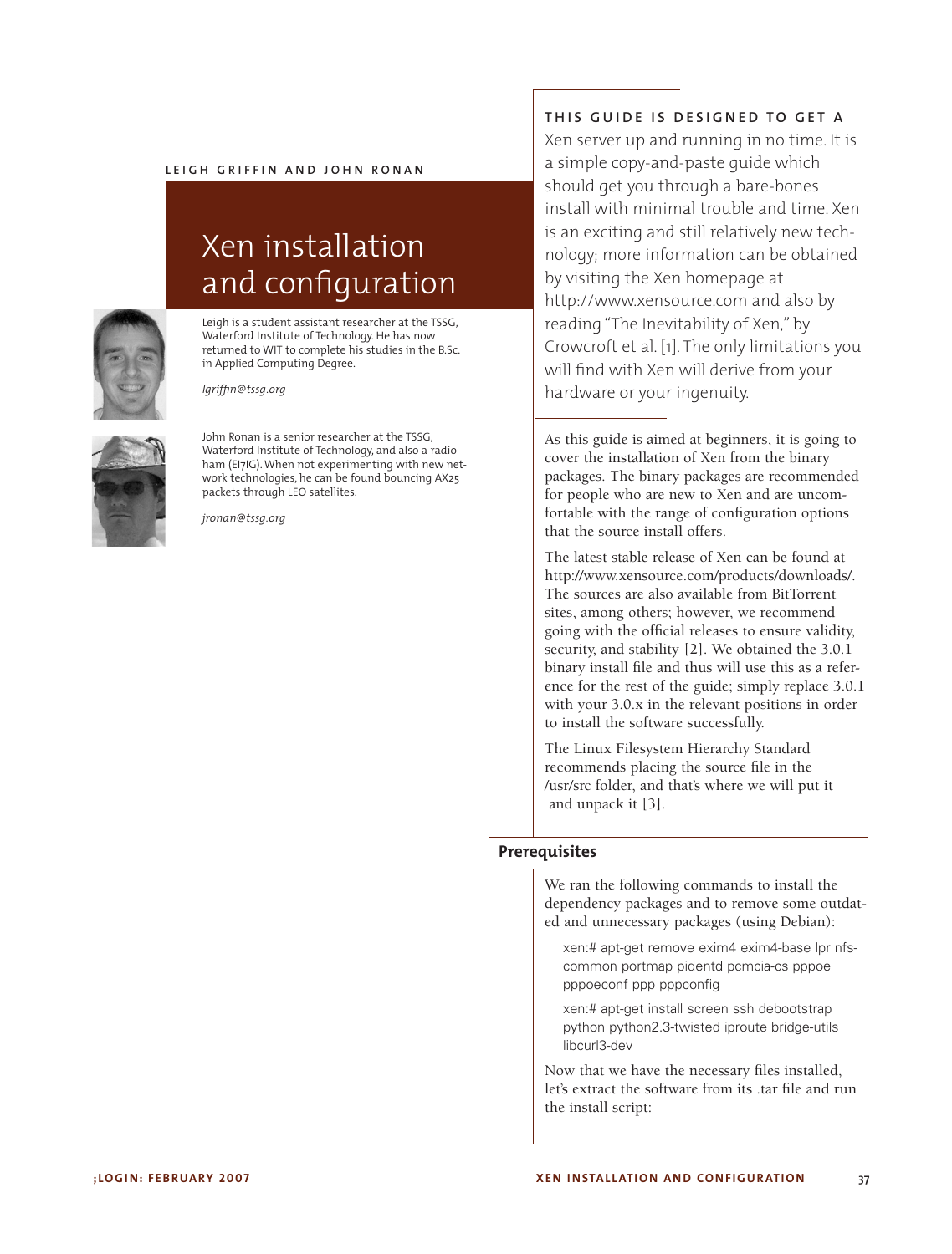LEIGH GRIFFIN AND JOHN RONAN

# Xen installation and configuration

Leigh is a student assistant researcher at the TSSG, Waterford Institute of Technology. He has now returned to WIT to complete his studies in the B.Sc. in Applied Computing Degree.

*lgriffin@tssg.org*

John Ronan is a senior researcher at the TSSG, Waterford Institute of Technology, and also a radio ham (EI7IG). When not experimenting with new network technologies, he can be found bouncing AX25 packets through LEO satellites.

*jronan@tssg.org*

**THIS GUIDE IS DESIGNED TO GET A** Xen server up and running in no time. It is a simple copy-and-paste guide which should get you through a bare-bones install with minimal trouble and time. Xen is an exciting and still relatively new technology; more information can be obtained by visiting the Xen homepage at http://www.xensource.com and also by reading "The Inevitability of Xen," by Crowcroft et al. [1]. The only limitations you will find with Xen will derive from your hardware or your ingenuity.

As this guide is aimed at beginners, it is going to cover the installation of Xen from the binary packages. The binary packages are recommended for people who are new to Xen and are uncomfortable with the range of configuration options that the source install offers.

The latest stable release of Xen can be found at http://www.xensource.com/products/downloads/. The sources are also available from BitTorrent sites, among others; however, we recommend going with the official releases to ensure validity, security, and stability [2]. We obtained the 3.0.1 binary install file and thus will use this as a reference for the rest of the guide; simply replace 3.0.1 with your 3.0.x in the relevant positions in order to install the software successfully.

The Linux Filesystem Hierarchy Standard recommends placing the source file in the /usr/src folder, and that's where we will put it and unpack it [3].

## Prerequisites

We ran the following commands to install the dependency packages and to remove some outdated and unnecessary packages (using Debian):

```
xen:# apt-get remove exim4 exim4-base lpr nfs-common portmap pidentd pcmcia-cs pppoe pppoeconf ppp pppconfig

xen:# apt-get install screen ssh debootstrap python python2.3-twisted iproute bridge-utils libcurl3-dev
```

Now that we have the necessary files installed, let's extract the software from its .tar file and run the install script: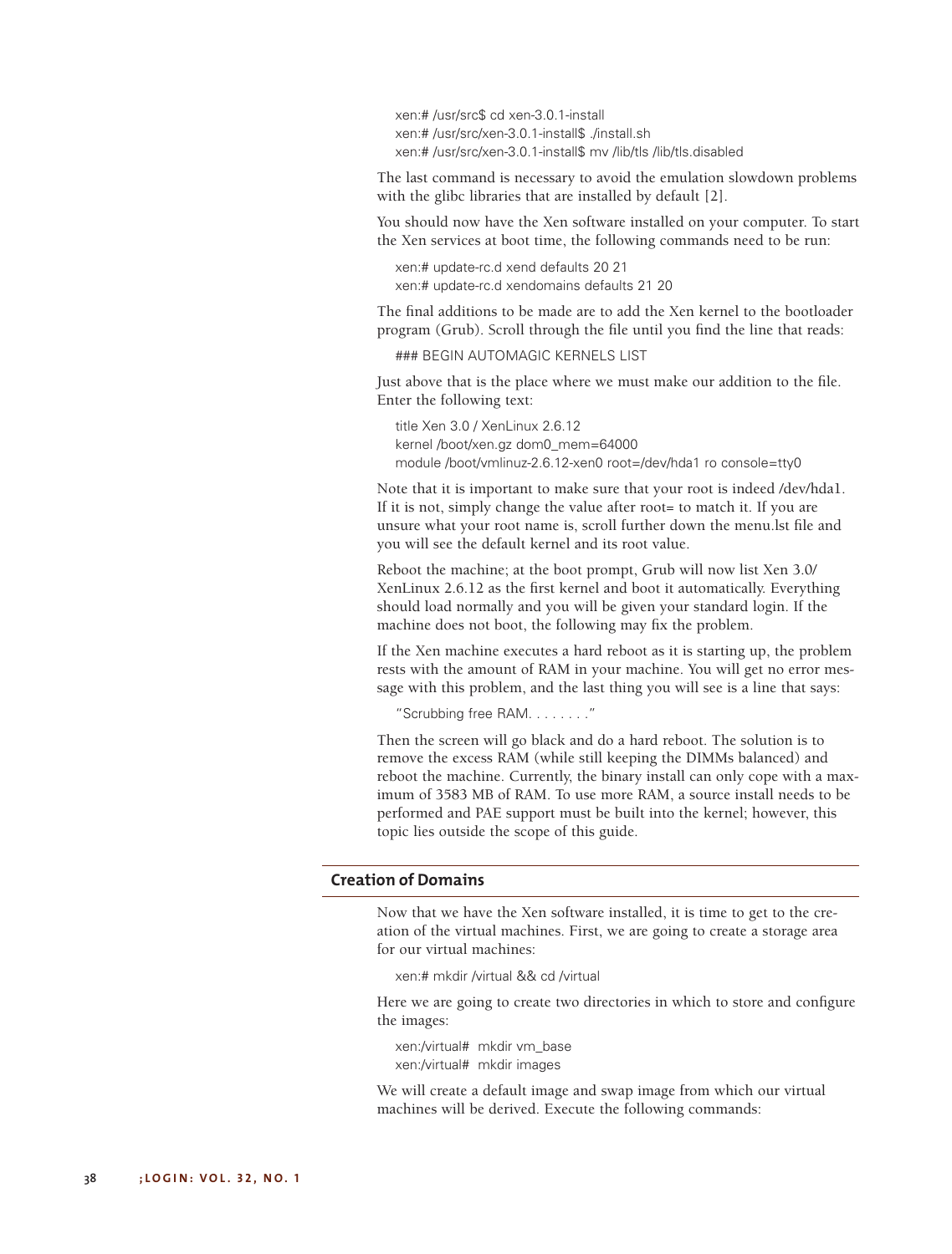```
xen:# /usr/src$ cd xen-3.0.1-install
xen:# /usr/src/xen-3.0.1-install$ ./install.sh
xen:# /usr/src/xen-3.0.1-install$ mv /lib/tls /lib/tls.disabled
```

The last command is necessary to avoid the emulation slowdown problems with the glibc libraries that are installed by default [2].

You should now have the Xen software installed on your computer. To start the Xen services at boot time, the following commands need to be run:

```
xen:# update-rc.d xend defaults 20 21
xen:# update-rc.d xendomains defaults 21 20
```

The final additions to be made are to add the Xen kernel to the bootloader program (Grub). Scroll through the file until you find the line that reads:

```
### BEGIN AUTOMAGIC KERNELS LIST
```

Just above that is the place where we must make our addition to the file. Enter the following text:

```
title Xen 3.0 / XenLinux 2.6.12
kernel /boot/xen.gz dom0_mem=64000
module /boot/vmlinuz-2.6.12-xen0 root=/dev/hda1 ro console=tty0
```

Note that it is important to make sure that your root is indeed /dev/hda1. If it is not, simply change the value after root= to match it. If you are unsure what your root name is, scroll further down the menu.lst file and you will see the default kernel and its root value.

Reboot the machine; at the boot prompt, Grub will now list Xen 3.0/ XenLinux 2.6.12 as the first kernel and boot it automatically. Everything should load normally and you will be given your standard login. If the machine does not boot, the following may fix the problem.

If the Xen machine executes a hard reboot as it is starting up, the problem rests with the amount of RAM in your machine. You will get no error message with this problem, and the last thing you will see is a line that says:

```
"Scrubbing free RAM. . . . . . . ."
```

Then the screen will go black and do a hard reboot. The solution is to remove the excess RAM (while still keeping the DIMMs balanced) and reboot the machine. Currently, the binary install can only cope with a maximum of 3583 MB of RAM. To use more RAM, a source install needs to be performed and PAE support must be built into the kernel; however, this topic lies outside the scope of this guide.

## Creation of Domains

Now that we have the Xen software installed, it is time to get to the creation of the virtual machines. First, we are going to create a storage area for our virtual machines:

```
xen:# mkdir /virtual && cd /virtual
```

Here we are going to create two directories in which to store and configure the images:

```
xen:/virtual#  mkdir vm_base
xen:/virtual#  mkdir images
```

We will create a default image and swap image from which our virtual machines will be derived. Execute the following commands: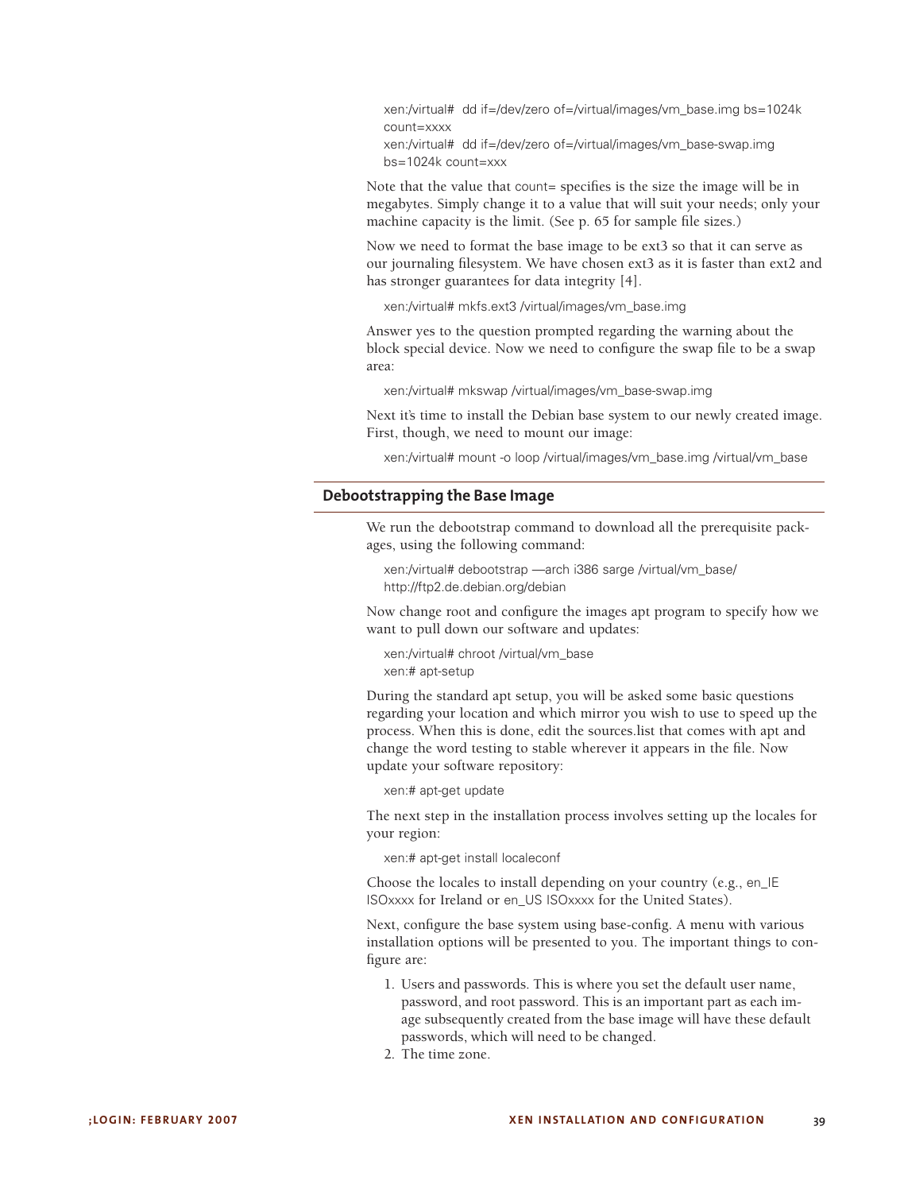```
xen:/virtual# dd if=/dev/zero of=/virtual/images/vm_base.img bs=1024k
count=xxxx
xen:/virtual# dd if=/dev/zero of=/virtual/images/vm_base-swap.img
bs=1024k count=xxx
```

Note that the value that count= specifies is the size the image will be in megabytes. Simply change it to a value that will suit your needs; only your machine capacity is the limit. (See p. 65 for sample file sizes.)

Now we need to format the base image to be ext3 so that it can serve as our journaling filesystem. We have chosen ext3 as it is faster than ext2 and has stronger guarantees for data integrity [4].

```
xen:/virtual# mkfs.ext3 /virtual/images/vm_base.img
```

Answer yes to the question prompted regarding the warning about the block special device. Now we need to configure the swap file to be a swap area:

```
xen:/virtual# mkswap /virtual/images/vm_base-swap.img
```

Next it's time to install the Debian base system to our newly created image. First, though, we need to mount our image:

```
xen:/virtual# mount -o loop /virtual/images/vm_base.img /virtual/vm_base
```

## Debootstrapping the Base Image

We run the debootstrap command to download all the prerequisite packages, using the following command:

```
xen:/virtual# debootstrap —arch i386 sarge /virtual/vm_base/
http://ftp2.de.debian.org/debian
```

Now change root and configure the images apt program to specify how we want to pull down our software and updates:

```
xen:/virtual# chroot /virtual/vm_base
xen:# apt-setup
```

During the standard apt setup, you will be asked some basic questions regarding your location and which mirror you wish to use to speed up the process. When this is done, edit the sources.list that comes with apt and change the word testing to stable wherever it appears in the file. Now update your software repository:

```
xen:# apt-get update
```

The next step in the installation process involves setting up the locales for your region:

```
xen:# apt-get install localeconf
```

Choose the locales to install depending on your country (e.g., en_IE ISOxxxx for Ireland or en_US ISOxxxx for the United States).

Next, configure the base system using base-config. A menu with various installation options will be presented to you. The important things to configure are:

1. Users and passwords. This is where you set the default user name, password, and root password. This is an important part as each image subsequently created from the base image will have these default passwords, which will need to be changed.
2. The time zone.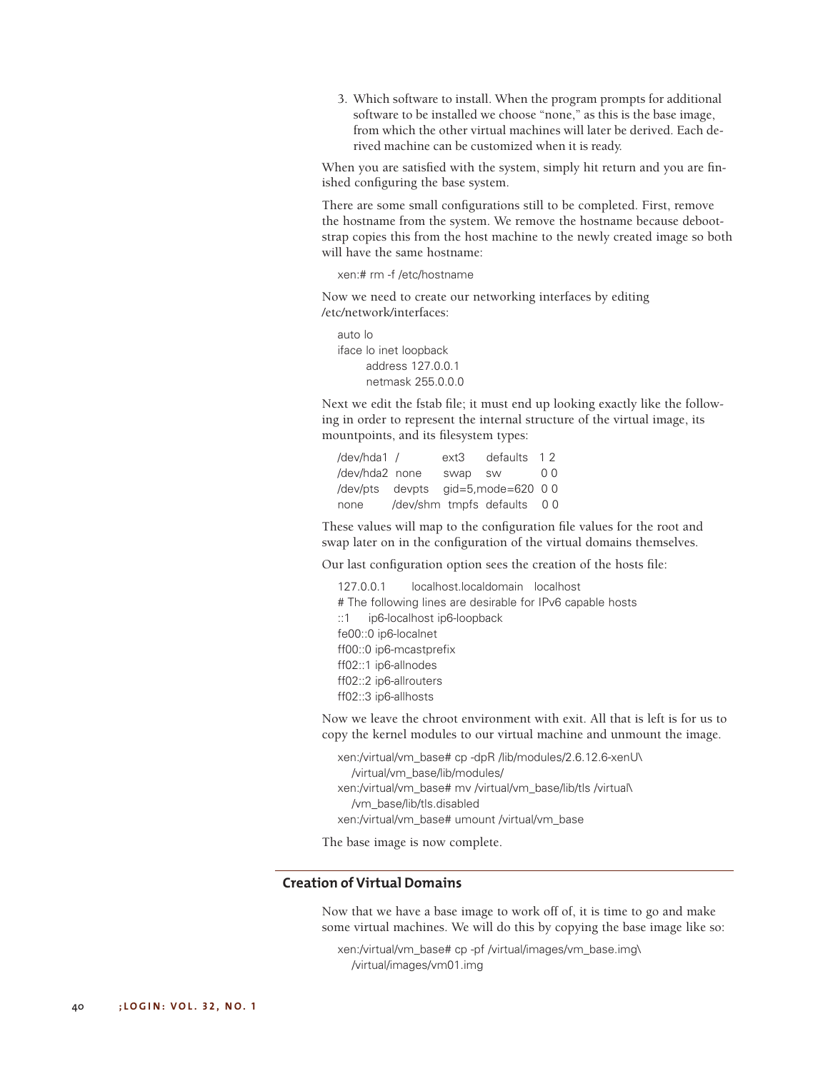3. Which software to install. When the program prompts for additional software to be installed we choose "none," as this is the base image, from which the other virtual machines will later be derived. Each derived machine can be customized when it is ready.

When you are satisfied with the system, simply hit return and you are finished configuring the base system.

There are some small configurations still to be completed. First, remove the hostname from the system. We remove the hostname because debootstrap copies this from the host machine to the newly created image so both will have the same hostname:

```
xen:# rm -f /etc/hostname
```

Now we need to create our networking interfaces by editing /etc/network/interfaces:

```
auto lo
iface lo inet loopback
      address 127.0.0.1
      netmask 255.0.0.0
```

Next we edit the fstab file; it must end up looking exactly like the following in order to represent the internal structure of the virtual image, its mountpoints, and its filesystem types:

```
/dev/hda1  /          ext3     defaults   1 2
/dev/hda2  none       swap     sw         0 0
/dev/pts   devpts     gid=5,mode=620      0 0
none       /dev/shm   tmpfs    defaults   0 0
```

These values will map to the configuration file values for the root and swap later on in the configuration of the virtual domains themselves.

Our last configuration option sees the creation of the hosts file:

```
127.0.0.1      localhost.localdomain   localhost
# The following lines are desirable for IPv6 capable hosts
::1     ip6-localhost ip6-loopback
fe00::0 ip6-localnet
ff00::0 ip6-mcastprefix
ff02::1 ip6-allnodes
ff02::2 ip6-allrouters
ff02::3 ip6-allhosts
```

Now we leave the chroot environment with exit. All that is left is for us to copy the kernel modules to our virtual machine and unmount the image.

```
xen:/virtual/vm_base# cp -dpR /lib/modules/2.6.12.6-xenU\
   /virtual/vm_base/lib/modules/
xen:/virtual/vm_base# mv /virtual/vm_base/lib/tls /virtual\
   /vm_base/lib/tls.disabled
xen:/virtual/vm_base# umount /virtual/vm_base
```

The base image is now complete.

## Creation of Virtual Domains

Now that we have a base image to work off of, it is time to go and make some virtual machines. We will do this by copying the base image like so:

```
xen:/virtual/vm_base# cp -pf /virtual/images/vm_base.img\
   /virtual/images/vm01.img
```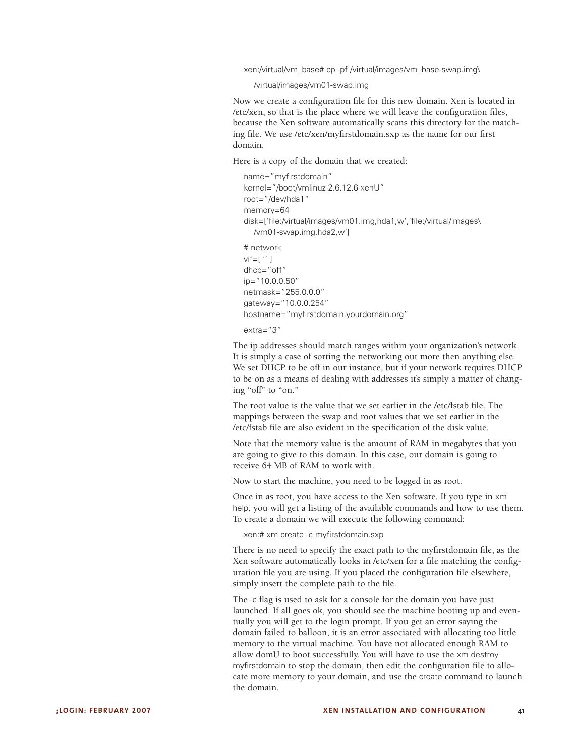```
xen:/virtual/vm_base# cp -pf /virtual/images/vm_base-swap.img\
    /virtual/images/vm01-swap.img
```

Now we create a configuration file for this new domain. Xen is located in /etc/xen, so that is the place where we will leave the configuration files, because the Xen software automatically scans this directory for the matching file. We use /etc/xen/myfirstdomain.sxp as the name for our first domain.

Here is a copy of the domain that we created:

```
name="myfirstdomain"
kernel="/boot/vmlinuz-2.6.12.6-xenU"
root="/dev/hda1"
memory=64
disk=['file:/virtual/images/vm01.img,hda1,w','file:/virtual/images\
    /vm01-swap.img,hda2,w']

# network
vif=[ '' ]
dhcp="off"
ip="10.0.0.50"
netmask="255.0.0.0"
gateway="10.0.0.254"
hostname="myfirstdomain.yourdomain.org"

extra="3"
```

The ip addresses should match ranges within your organization's network. It is simply a case of sorting the networking out more then anything else. We set DHCP to be off in our instance, but if your network requires DHCP to be on as a means of dealing with addresses it's simply a matter of changing "off" to "on."

The root value is the value that we set earlier in the /etc/fstab file. The mappings between the swap and root values that we set earlier in the /etc/fstab file are also evident in the specification of the disk value.

Note that the memory value is the amount of RAM in megabytes that you are going to give to this domain. In this case, our domain is going to receive 64 MB of RAM to work with.

Now to start the machine, you need to be logged in as root.

Once in as root, you have access to the Xen software. If you type in `xm help`, you will get a listing of the available commands and how to use them. To create a domain we will execute the following command:

```
xen:# xm create -c myfirstdomain.sxp
```

There is no need to specify the exact path to the myfirstdomain file, as the Xen software automatically looks in /etc/xen for a file matching the configuration file you are using. If you placed the configuration file elsewhere, simply insert the complete path to the file.

The -c flag is used to ask for a console for the domain you have just launched. If all goes ok, you should see the machine booting up and eventually you will get to the login prompt. If you get an error saying the domain failed to balloon, it is an error associated with allocating too little memory to the virtual machine. You have not allocated enough RAM to allow domU to boot successfully. You will have to use the `xm destroy myfirstdomain` to stop the domain, then edit the configuration file to allocate more memory to your domain, and use the `create` command to launch the domain.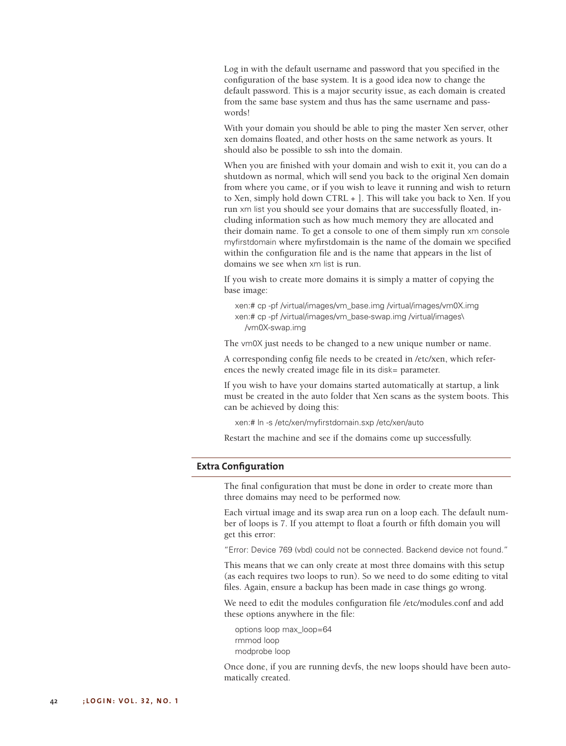Log in with the default username and password that you specified in the configuration of the base system. It is a good idea now to change the default password. This is a major security issue, as each domain is created from the same base system and thus has the same username and passwords!

With your domain you should be able to ping the master Xen server, other xen domains floated, and other hosts on the same network as yours. It should also be possible to ssh into the domain.

When you are finished with your domain and wish to exit it, you can do a shutdown as normal, which will send you back to the original Xen domain from where you came, or if you wish to leave it running and wish to return to Xen, simply hold down CTRL + ]. This will take you back to Xen. If you run `xm list` you should see your domains that are successfully floated, including information such as how much memory they are allocated and their domain name. To get a console to one of them simply run `xm console myfirstdomain` where myfirstdomain is the name of the domain we specified within the configuration file and is the name that appears in the list of domains we see when `xm list` is run.

If you wish to create more domains it is simply a matter of copying the base image:

```
xen:# cp -pf /virtual/images/vm_base.img /virtual/images/vm0X.img
xen:# cp -pf /virtual/images/vm_base-swap.img /virtual/images\
    /vm0X-swap.img
```

The `vm0X` just needs to be changed to a new unique number or name.

A corresponding config file needs to be created in /etc/xen, which references the newly created image file in its `disk=` parameter.

If you wish to have your domains started automatically at startup, a link must be created in the auto folder that Xen scans as the system boots. This can be achieved by doing this:

```
xen:# ln -s /etc/xen/myfirstdomain.sxp /etc/xen/auto
```

Restart the machine and see if the domains come up successfully.

## Extra Configuration

The final configuration that must be done in order to create more than three domains may need to be performed now.

Each virtual image and its swap area run on a loop each. The default number of loops is 7. If you attempt to float a fourth or fifth domain you will get this error:

```
"Error: Device 769 (vbd) could not be connected. Backend device not found."
```

This means that we can only create at most three domains with this setup (as each requires two loops to run). So we need to do some editing to vital files. Again, ensure a backup has been made in case things go wrong.

We need to edit the modules configuration file /etc/modules.conf and add these options anywhere in the file:

```
options loop max_loop=64
rmmod loop
modprobe loop
```

Once done, if you are running devfs, the new loops should have been automatically created.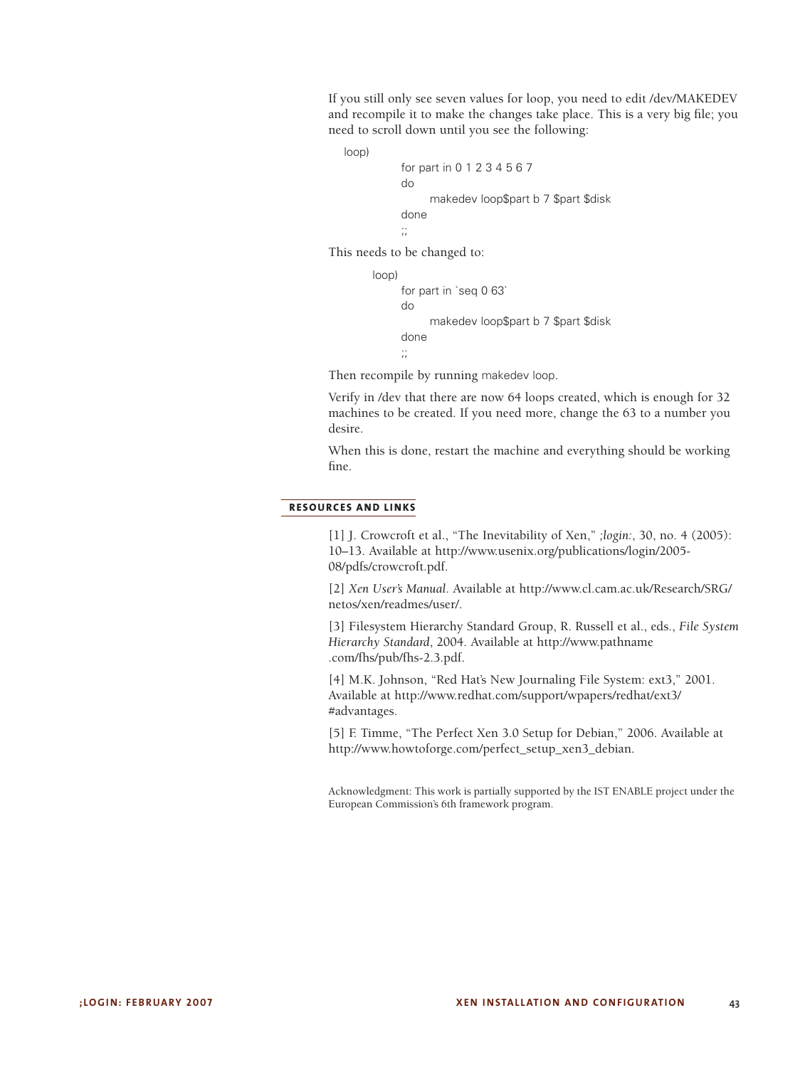If you still only see seven values for loop, you need to edit /dev/MAKEDEV and recompile it to make the changes take place. This is a very big file; you need to scroll down until you see the following:

```
loop)
        for part in 0 1 2 3 4 5 6 7
        do
            makedev loop$part b 7 $part $disk
        done
        ;;
```

This needs to be changed to:

```
    loop)
        for part in `seq 0 63`
        do
            makedev loop$part b 7 $part $disk
        done
        ;;
```

Then recompile by running `makedev loop`.

Verify in /dev that there are now 64 loops created, which is enough for 32 machines to be created. If you need more, change the 63 to a number you desire.

When this is done, restart the machine and everything should be working fine.

## RESOURCES AND LINKS

[1] J. Crowcroft et al., "The Inevitability of Xen," *;login:*, 30, no. 4 (2005): 10–13. Available at http://www.usenix.org/publications/login/2005-08/pdfs/crowcroft.pdf.

[2] *Xen User's Manual*. Available at http://www.cl.cam.ac.uk/Research/SRG/netos/xen/readmes/user/.

[3] Filesystem Hierarchy Standard Group, R. Russell et al., eds., *File System Hierarchy Standard*, 2004. Available at http://www.pathname.com/fhs/pub/fhs-2.3.pdf.

[4] M.K. Johnson, "Red Hat's New Journaling File System: ext3," 2001. Available at http://www.redhat.com/support/wpapers/redhat/ext3/#advantages.

[5] F. Timme, "The Perfect Xen 3.0 Setup for Debian," 2006. Available at http://www.howtoforge.com/perfect_setup_xen3_debian.

Acknowledgment: This work is partially supported by the IST ENABLE project under the European Commission's 6th framework program.